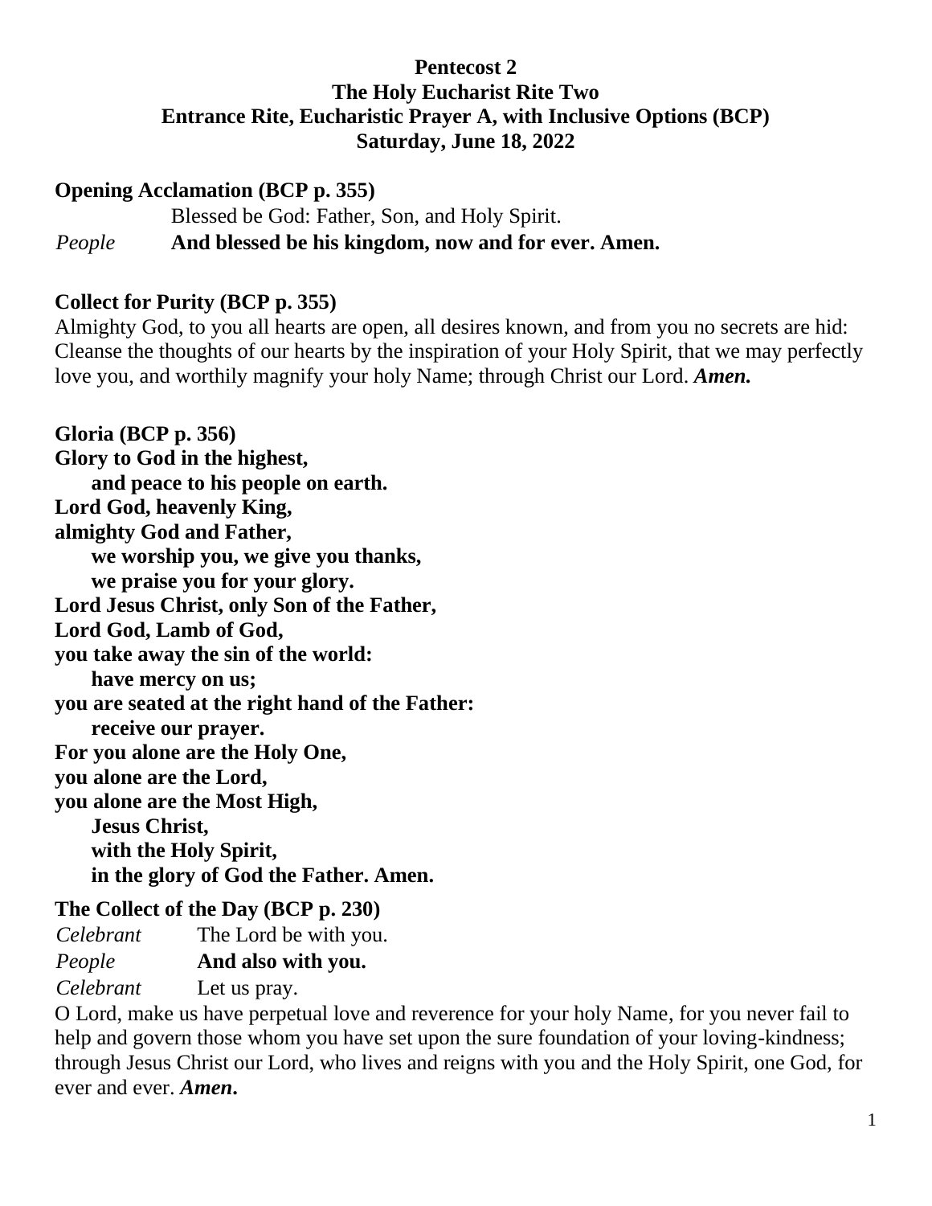# Pentecost 2
# The Holy Eucharist Rite Two
# Entrance Rite, Eucharistic Prayer A, with Inclusive Options (BCP)
# Saturday, June 18, 2022

**Opening Acclamation (BCP p. 355)**

Blessed be God: Father, Son, and Holy Spirit.

*People* **And blessed be his kingdom, now and for ever. Amen.**

**Collect for Purity (BCP p. 355)**

Almighty God, to you all hearts are open, all desires known, and from you no secrets are hid: Cleanse the thoughts of our hearts by the inspiration of your Holy Spirit, that we may perfectly love you, and worthily magnify your holy Name; through Christ our Lord. ***Amen.***

**Gloria (BCP p. 356)**

**Glory to God in the highest,**
**and peace to his people on earth.**
**Lord God, heavenly King,**
**almighty God and Father,**
**we worship you, we give you thanks,**
**we praise you for your glory.**
**Lord Jesus Christ, only Son of the Father,**
**Lord God, Lamb of God,**
**you take away the sin of the world:**
**have mercy on us;**
**you are seated at the right hand of the Father:**
**receive our prayer.**
**For you alone are the Holy One,**
**you alone are the Lord,**
**you alone are the Most High,**
**Jesus Christ,**
**with the Holy Spirit,**
**in the glory of God the Father. Amen.**

**The Collect of the Day (BCP p. 230)**

*Celebrant* The Lord be with you.

*People* **And also with you.**

*Celebrant* Let us pray.

O Lord, make us have perpetual love and reverence for your holy Name, for you never fail to help and govern those whom you have set upon the sure foundation of your loving-kindness; through Jesus Christ our Lord, who lives and reigns with you and the Holy Spirit, one God, for ever and ever. ***Amen*****.**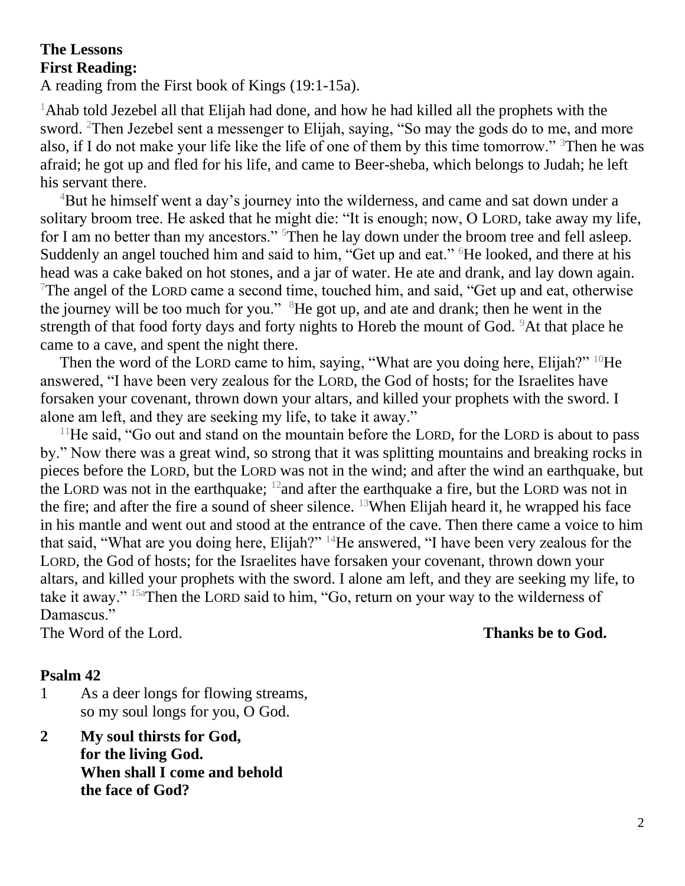**The Lessons**
**First Reading:**
A reading from the First book of Kings (19:1-15a).

[1]Ahab told Jezebel all that Elijah had done, and how he had killed all the prophets with the sword. [2]Then Jezebel sent a messenger to Elijah, saying, "So may the gods do to me, and more also, if I do not make your life like the life of one of them by this time tomorrow." [3]Then he was afraid; he got up and fled for his life, and came to Beer-sheba, which belongs to Judah; he left his servant there.

[4]But he himself went a day's journey into the wilderness, and came and sat down under a solitary broom tree. He asked that he might die: "It is enough; now, O LORD, take away my life, for I am no better than my ancestors." [5]Then he lay down under the broom tree and fell asleep. Suddenly an angel touched him and said to him, "Get up and eat." [6]He looked, and there at his head was a cake baked on hot stones, and a jar of water. He ate and drank, and lay down again. [7]The angel of the LORD came a second time, touched him, and said, "Get up and eat, otherwise the journey will be too much for you." [8]He got up, and ate and drank; then he went in the strength of that food forty days and forty nights to Horeb the mount of God. [9]At that place he came to a cave, and spent the night there.

Then the word of the LORD came to him, saying, "What are you doing here, Elijah?" [10]He answered, "I have been very zealous for the LORD, the God of hosts; for the Israelites have forsaken your covenant, thrown down your altars, and killed your prophets with the sword. I alone am left, and they are seeking my life, to take it away."

[11]He said, "Go out and stand on the mountain before the LORD, for the LORD is about to pass by." Now there was a great wind, so strong that it was splitting mountains and breaking rocks in pieces before the LORD, but the LORD was not in the wind; and after the wind an earthquake, but the LORD was not in the earthquake; [12]and after the earthquake a fire, but the LORD was not in the fire; and after the fire a sound of sheer silence. [13]When Elijah heard it, he wrapped his face in his mantle and went out and stood at the entrance of the cave. Then there came a voice to him that said, "What are you doing here, Elijah?" [14]He answered, "I have been very zealous for the LORD, the God of hosts; for the Israelites have forsaken your covenant, thrown down your altars, and killed your prophets with the sword. I alone am left, and they are seeking my life, to take it away." [15a]Then the LORD said to him, "Go, return on your way to the wilderness of Damascus."

The Word of the Lord. **Thanks be to God.**

**Psalm 42**

1 As a deer longs for flowing streams,
so my soul longs for you, O God.

**2 My soul thirsts for God,**
**for the living God.**
**When shall I come and behold**
**the face of God?**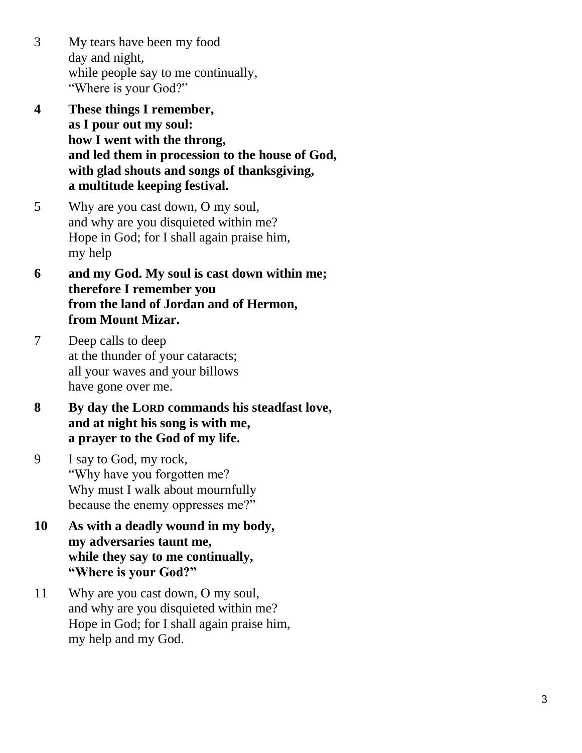3 My tears have been my food  
day and night,  
while people say to me continually,  
"Where is your God?"

**4 These things I remember,**  
**as I pour out my soul:**  
**how I went with the throng,**  
**and led them in procession to the house of God,**  
**with glad shouts and songs of thanksgiving,**  
**a multitude keeping festival.**

5 Why are you cast down, O my soul,  
and why are you disquieted within me?  
Hope in God; for I shall again praise him,  
my help

**6 and my God. My soul is cast down within me;**  
**therefore I remember you**  
**from the land of Jordan and of Hermon,**  
**from Mount Mizar.**

7 Deep calls to deep  
at the thunder of your cataracts;  
all your waves and your billows  
have gone over me.

**8 By day the LORD commands his steadfast love,**  
**and at night his song is with me,**  
**a prayer to the God of my life.**

9 I say to God, my rock,  
"Why have you forgotten me?  
Why must I walk about mournfully  
because the enemy oppresses me?"

**10 As with a deadly wound in my body,**  
**my adversaries taunt me,**  
**while they say to me continually,**  
**"Where is your God?"**

11 Why are you cast down, O my soul,  
and why are you disquieted within me?  
Hope in God; for I shall again praise him,  
my help and my God.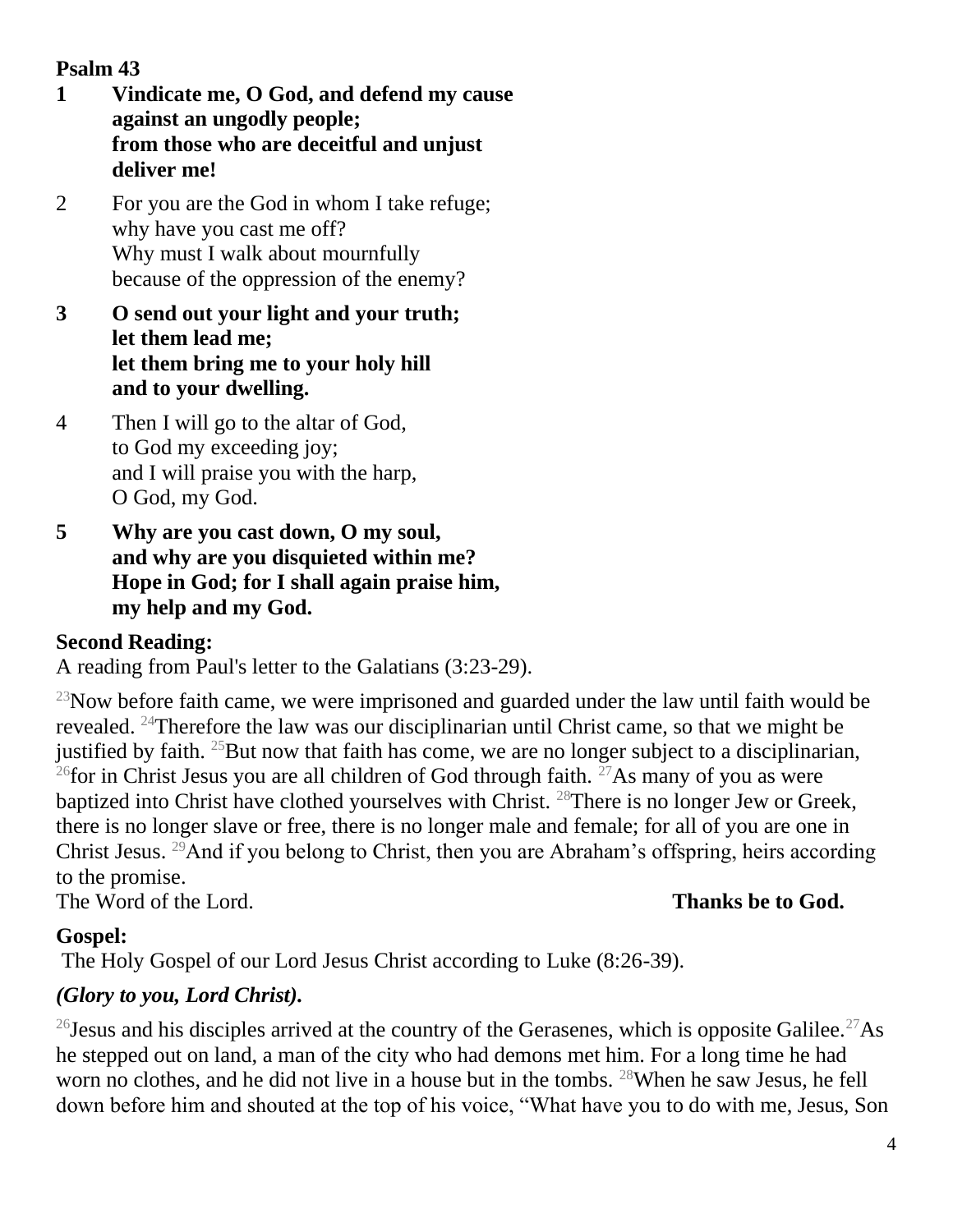**Psalm 43**

**1 Vindicate me, O God, and defend my cause**
**against an ungodly people;**
**from those who are deceitful and unjust**
**deliver me!**

2 For you are the God in whom I take refuge;
why have you cast me off?
Why must I walk about mournfully
because of the oppression of the enemy?

**3 O send out your light and your truth;**
**let them lead me;**
**let them bring me to your holy hill**
**and to your dwelling.**

4 Then I will go to the altar of God,
to God my exceeding joy;
and I will praise you with the harp,
O God, my God.

**5 Why are you cast down, O my soul,**
**and why are you disquieted within me?**
**Hope in God; for I shall again praise him,**
**my help and my God.**

**Second Reading:**
A reading from Paul's letter to the Galatians (3:23-29).

[23]Now before faith came, we were imprisoned and guarded under the law until faith would be revealed. [24]Therefore the law was our disciplinarian until Christ came, so that we might be justified by faith. [25]But now that faith has come, we are no longer subject to a disciplinarian, [26]for in Christ Jesus you are all children of God through faith. [27]As many of you as were baptized into Christ have clothed yourselves with Christ. [28]There is no longer Jew or Greek, there is no longer slave or free, there is no longer male and female; for all of you are one in Christ Jesus. [29]And if you belong to Christ, then you are Abraham's offspring, heirs according to the promise.
The Word of the Lord. **Thanks be to God.**

**Gospel:**
The Holy Gospel of our Lord Jesus Christ according to Luke (8:26-39).

***(Glory to you, Lord Christ).***

[26]Jesus and his disciples arrived at the country of the Gerasenes, which is opposite Galilee.[27]As he stepped out on land, a man of the city who had demons met him. For a long time he had worn no clothes, and he did not live in a house but in the tombs. [28]When he saw Jesus, he fell down before him and shouted at the top of his voice, "What have you to do with me, Jesus, Son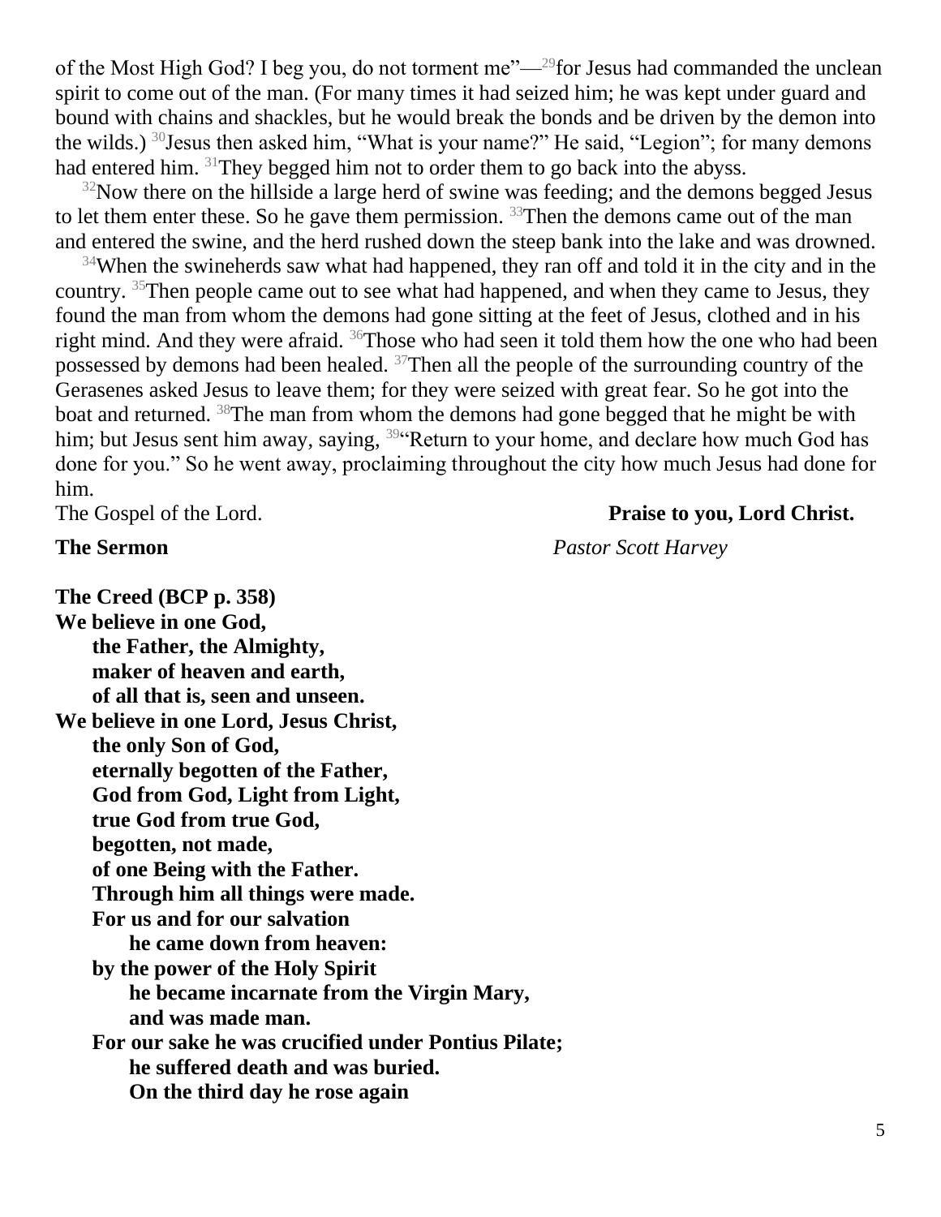of the Most High God? I beg you, do not torment me"—[29]for Jesus had commanded the unclean spirit to come out of the man. (For many times it had seized him; he was kept under guard and bound with chains and shackles, but he would break the bonds and be driven by the demon into the wilds.) [30]Jesus then asked him, "What is your name?" He said, "Legion"; for many demons had entered him. [31]They begged him not to order them to go back into the abyss.

[32]Now there on the hillside a large herd of swine was feeding; and the demons begged Jesus to let them enter these. So he gave them permission. [33]Then the demons came out of the man and entered the swine, and the herd rushed down the steep bank into the lake and was drowned.

[34]When the swineherds saw what had happened, they ran off and told it in the city and in the country. [35]Then people came out to see what had happened, and when they came to Jesus, they found the man from whom the demons had gone sitting at the feet of Jesus, clothed and in his right mind. And they were afraid. [36]Those who had seen it told them how the one who had been possessed by demons had been healed. [37]Then all the people of the surrounding country of the Gerasenes asked Jesus to leave them; for they were seized with great fear. So he got into the boat and returned. [38]The man from whom the demons had gone begged that he might be with him; but Jesus sent him away, saying, [39]"Return to your home, and declare how much God has done for you." So he went away, proclaiming throughout the city how much Jesus had done for him.

The Gospel of the Lord. **Praise to you, Lord Christ.**

**The Sermon** *Pastor Scott Harvey*

**The Creed (BCP p. 358)**

**We believe in one God,**
**the Father, the Almighty,**
**maker of heaven and earth,**
**of all that is, seen and unseen.**
**We believe in one Lord, Jesus Christ,**
**the only Son of God,**
**eternally begotten of the Father,**
**God from God, Light from Light,**
**true God from true God,**
**begotten, not made,**
**of one Being with the Father.**
**Through him all things were made.**
**For us and for our salvation**
**he came down from heaven:**
**by the power of the Holy Spirit**
**he became incarnate from the Virgin Mary,**
**and was made man.**
**For our sake he was crucified under Pontius Pilate;**
**he suffered death and was buried.**
**On the third day he rose again**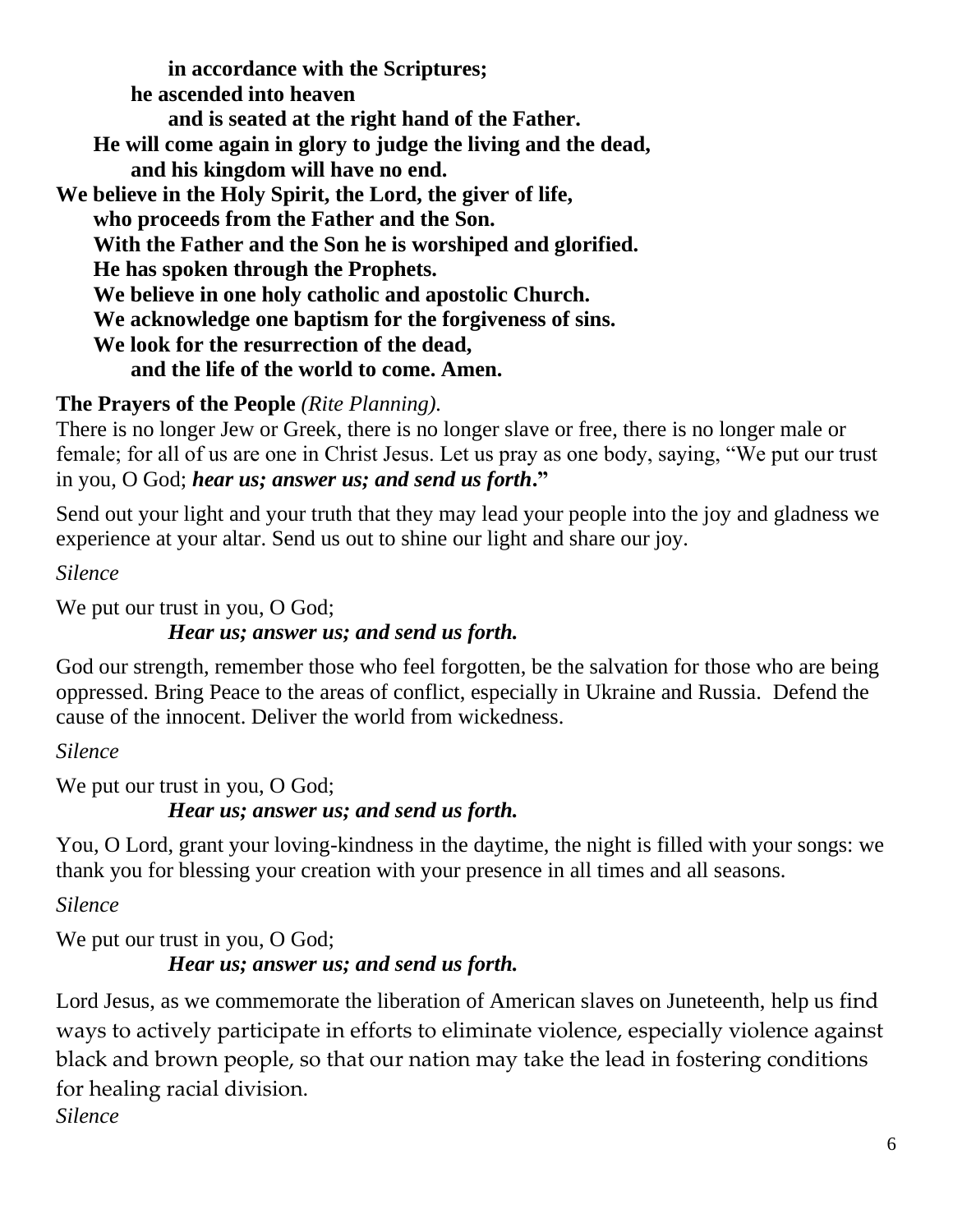**in accordance with the Scriptures;**
**he ascended into heaven**
**and is seated at the right hand of the Father.**
**He will come again in glory to judge the living and the dead,**
**and his kingdom will have no end.**
**We believe in the Holy Spirit, the Lord, the giver of life,**
**who proceeds from the Father and the Son.**
**With the Father and the Son he is worshiped and glorified.**
**He has spoken through the Prophets.**
**We believe in one holy catholic and apostolic Church.**
**We acknowledge one baptism for the forgiveness of sins.**
**We look for the resurrection of the dead,**
**and the life of the world to come. Amen.**

**The Prayers of the People** *(Rite Planning).*

There is no longer Jew or Greek, there is no longer slave or free, there is no longer male or female; for all of us are one in Christ Jesus. Let us pray as one body, saying, "We put our trust in you, O God; ***hear us; answer us; and send us forth*.**"

Send out your light and your truth that they may lead your people into the joy and gladness we experience at your altar. Send us out to shine our light and share our joy.

*Silence*

We put our trust in you, O God;
***Hear us; answer us; and send us forth.***

God our strength, remember those who feel forgotten, be the salvation for those who are being oppressed. Bring Peace to the areas of conflict, especially in Ukraine and Russia. Defend the cause of the innocent. Deliver the world from wickedness.

*Silence*

We put our trust in you, O God;
***Hear us; answer us; and send us forth.***

You, O Lord, grant your loving-kindness in the daytime, the night is filled with your songs: we thank you for blessing your creation with your presence in all times and all seasons.

*Silence*

We put our trust in you, O God;
***Hear us; answer us; and send us forth.***

Lord Jesus, as we commemorate the liberation of American slaves on Juneteenth, help us find ways to actively participate in efforts to eliminate violence, especially violence against black and brown people, so that our nation may take the lead in fostering conditions for healing racial division.

*Silence*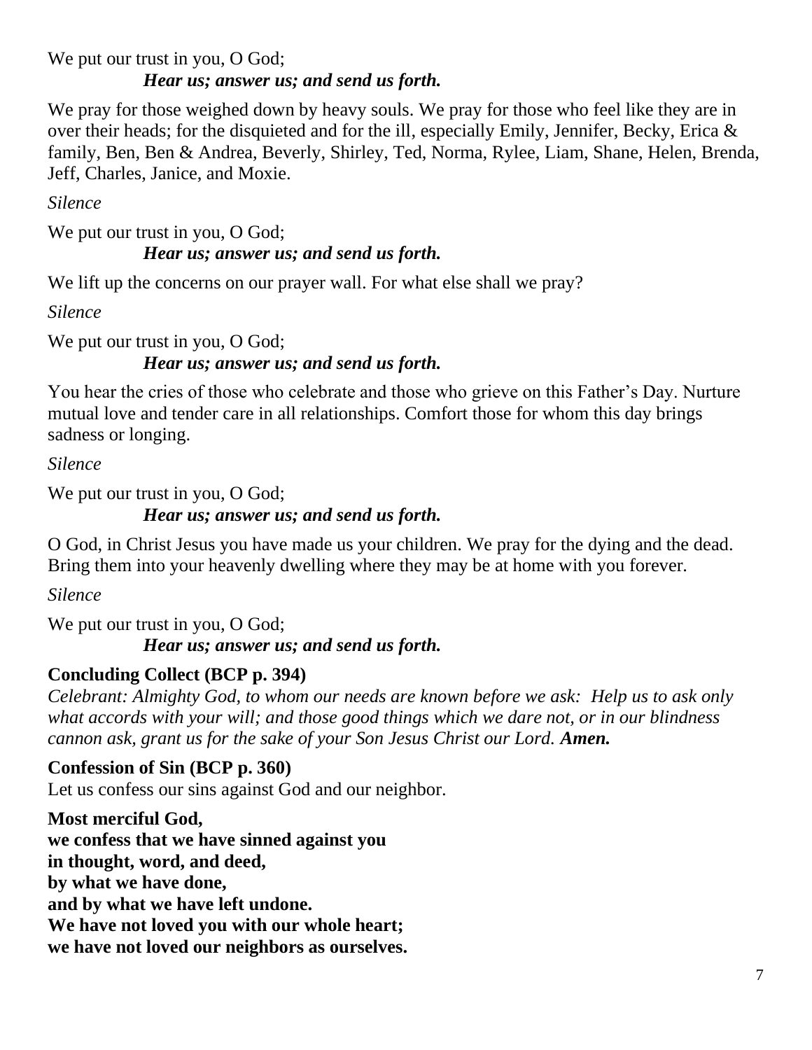We put our trust in you, O God;

***Hear us; answer us; and send us forth.***

We pray for those weighed down by heavy souls. We pray for those who feel like they are in over their heads; for the disquieted and for the ill, especially Emily, Jennifer, Becky, Erica & family, Ben, Ben & Andrea, Beverly, Shirley, Ted, Norma, Rylee, Liam, Shane, Helen, Brenda, Jeff, Charles, Janice, and Moxie.

*Silence*

We put our trust in you, O God;

***Hear us; answer us; and send us forth.***

We lift up the concerns on our prayer wall. For what else shall we pray?

*Silence*

We put our trust in you, O God;

***Hear us; answer us; and send us forth.***

You hear the cries of those who celebrate and those who grieve on this Father's Day. Nurture mutual love and tender care in all relationships. Comfort those for whom this day brings sadness or longing.

*Silence*

We put our trust in you, O God;

***Hear us; answer us; and send us forth.***

O God, in Christ Jesus you have made us your children. We pray for the dying and the dead. Bring them into your heavenly dwelling where they may be at home with you forever.

*Silence*

We put our trust in you, O God;

***Hear us; answer us; and send us forth.***

**Concluding Collect (BCP p. 394)**

*Celebrant: Almighty God, to whom our needs are known before we ask: Help us to ask only what accords with your will; and those good things which we dare not, or in our blindness cannon ask, grant us for the sake of your Son Jesus Christ our Lord.* ***Amen.***

**Confession of Sin (BCP p. 360)**

Let us confess our sins against God and our neighbor.

**Most merciful God,**
**we confess that we have sinned against you**
**in thought, word, and deed,**
**by what we have done,**
**and by what we have left undone.**
**We have not loved you with our whole heart;**
**we have not loved our neighbors as ourselves.**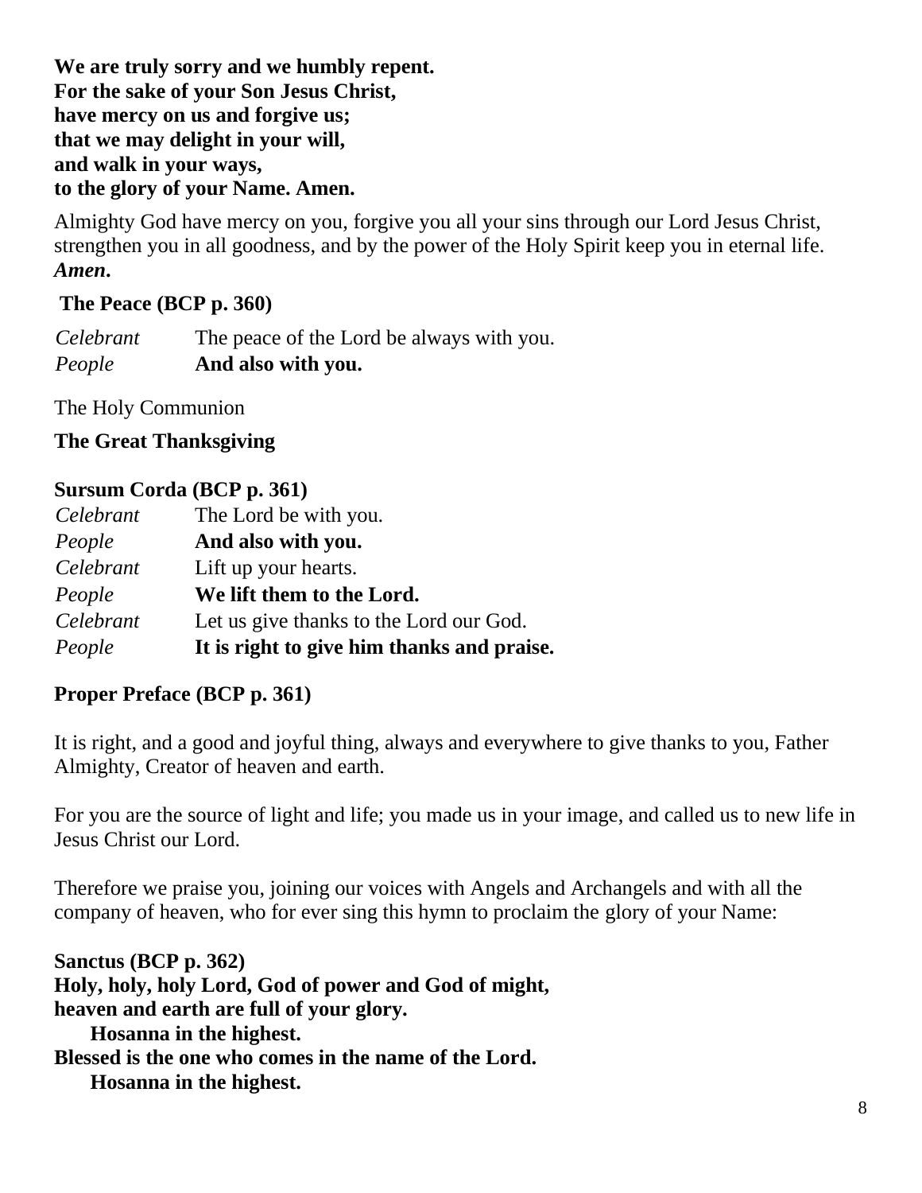**We are truly sorry and we humbly repent.**
**For the sake of your Son Jesus Christ,**
**have mercy on us and forgive us;**
**that we may delight in your will,**
**and walk in your ways,**
**to the glory of your Name. Amen.**

Almighty God have mercy on you, forgive you all your sins through our Lord Jesus Christ, strengthen you in all goodness, and by the power of the Holy Spirit keep you in eternal life. ***Amen*.**

**The Peace (BCP p. 360)**

| | |
|---|---|
| *Celebrant* | The peace of the Lord be always with you. |
| *People* | **And also with you.** |

The Holy Communion

**The Great Thanksgiving**

**Sursum Corda (BCP p. 361)**

| | |
|---|---|
| *Celebrant* | The Lord be with you. |
| *People* | **And also with you.** |
| *Celebrant* | Lift up your hearts. |
| *People* | **We lift them to the Lord.** |
| *Celebrant* | Let us give thanks to the Lord our God. |
| *People* | **It is right to give him thanks and praise.** |

**Proper Preface (BCP p. 361)**

It is right, and a good and joyful thing, always and everywhere to give thanks to you, Father Almighty, Creator of heaven and earth.

For you are the source of light and life; you made us in your image, and called us to new life in Jesus Christ our Lord.

Therefore we praise you, joining our voices with Angels and Archangels and with all the company of heaven, who for ever sing this hymn to proclaim the glory of your Name:

**Sanctus (BCP p. 362)**
**Holy, holy, holy Lord, God of power and God of might,**
**heaven and earth are full of your glory.**
**Hosanna in the highest.**
**Blessed is the one who comes in the name of the Lord.**
**Hosanna in the highest.**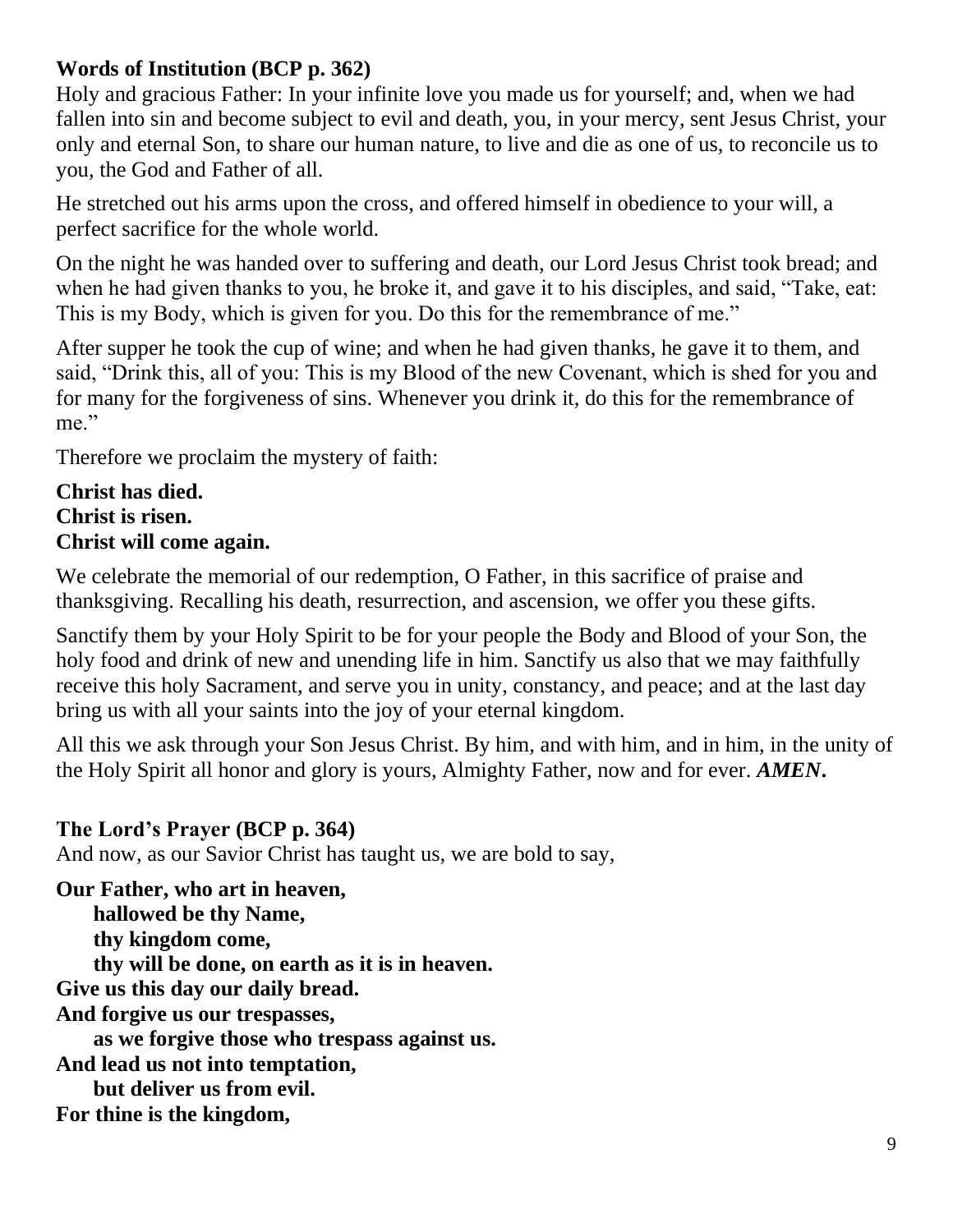**Words of Institution (BCP p. 362)**
Holy and gracious Father: In your infinite love you made us for yourself; and, when we had fallen into sin and become subject to evil and death, you, in your mercy, sent Jesus Christ, your only and eternal Son, to share our human nature, to live and die as one of us, to reconcile us to you, the God and Father of all.

He stretched out his arms upon the cross, and offered himself in obedience to your will, a perfect sacrifice for the whole world.

On the night he was handed over to suffering and death, our Lord Jesus Christ took bread; and when he had given thanks to you, he broke it, and gave it to his disciples, and said, "Take, eat: This is my Body, which is given for you. Do this for the remembrance of me."

After supper he took the cup of wine; and when he had given thanks, he gave it to them, and said, "Drink this, all of you: This is my Blood of the new Covenant, which is shed for you and for many for the forgiveness of sins. Whenever you drink it, do this for the remembrance of me."

Therefore we proclaim the mystery of faith:

**Christ has died.**
**Christ is risen.**
**Christ will come again.**

We celebrate the memorial of our redemption, O Father, in this sacrifice of praise and thanksgiving. Recalling his death, resurrection, and ascension, we offer you these gifts.

Sanctify them by your Holy Spirit to be for your people the Body and Blood of your Son, the holy food and drink of new and unending life in him. Sanctify us also that we may faithfully receive this holy Sacrament, and serve you in unity, constancy, and peace; and at the last day bring us with all your saints into the joy of your eternal kingdom.

All this we ask through your Son Jesus Christ. By him, and with him, and in him, in the unity of the Holy Spirit all honor and glory is yours, Almighty Father, now and for ever. ***AMEN*.**

**The Lord's Prayer (BCP p. 364)**
And now, as our Savior Christ has taught us, we are bold to say,

**Our Father, who art in heaven,**
**hallowed be thy Name,**
**thy kingdom come,**
**thy will be done, on earth as it is in heaven.**
**Give us this day our daily bread.**
**And forgive us our trespasses,**
**as we forgive those who trespass against us.**
**And lead us not into temptation,**
**but deliver us from evil.**
**For thine is the kingdom,**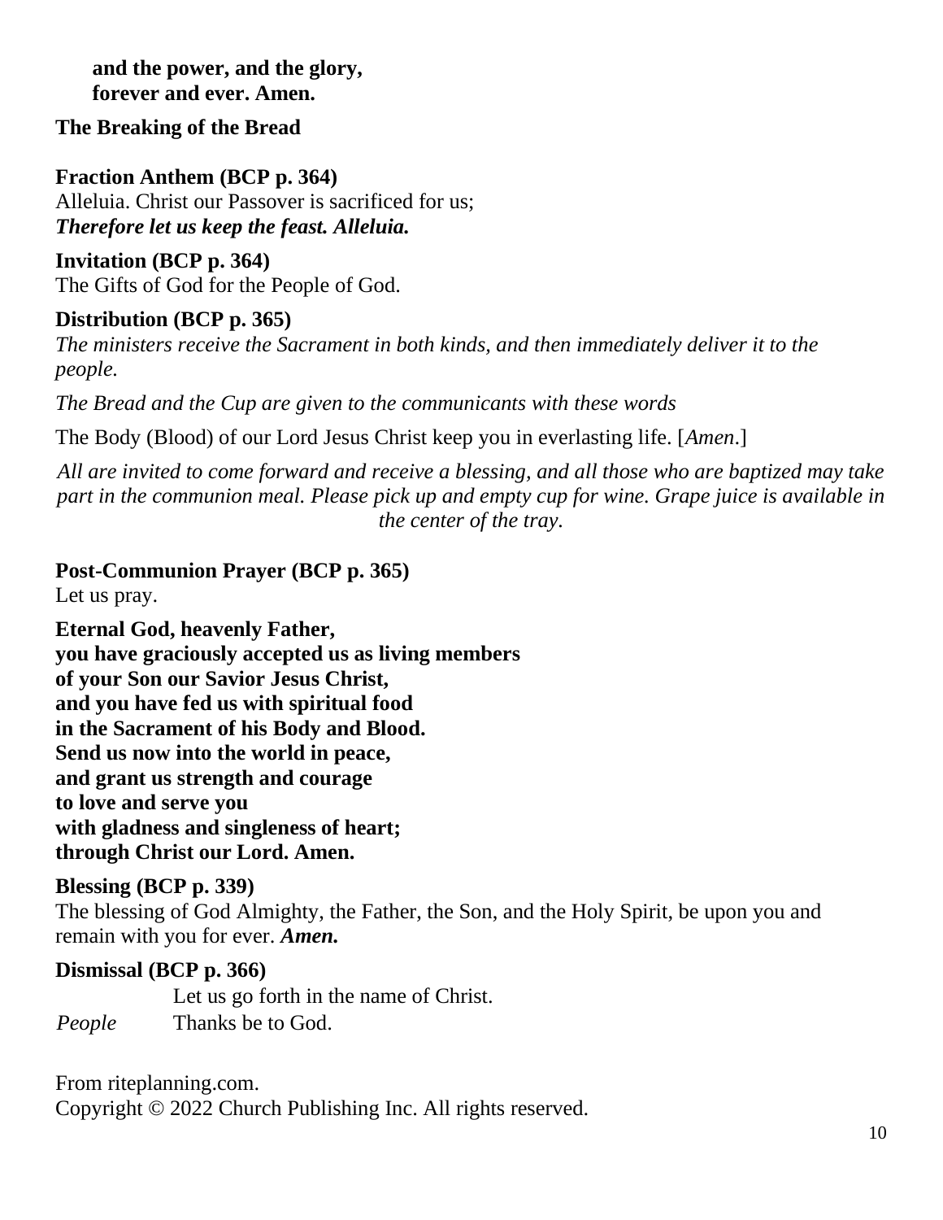**and the power, and the glory,**
**forever and ever. Amen.**

**The Breaking of the Bread**

**Fraction Anthem (BCP p. 364)**
Alleluia. Christ our Passover is sacrificed for us;
***Therefore let us keep the feast. Alleluia.***

**Invitation (BCP p. 364)**
The Gifts of God for the People of God.

**Distribution (BCP p. 365)**
*The ministers receive the Sacrament in both kinds, and then immediately deliver it to the people.*

*The Bread and the Cup are given to the communicants with these words*

The Body (Blood) of our Lord Jesus Christ keep you in everlasting life. [*Amen*.]

*All are invited to come forward and receive a blessing, and all those who are baptized may take part in the communion meal. Please pick up and empty cup for wine. Grape juice is available in the center of the tray.*

**Post-Communion Prayer (BCP p. 365)**
Let us pray.

**Eternal God, heavenly Father,**
**you have graciously accepted us as living members**
**of your Son our Savior Jesus Christ,**
**and you have fed us with spiritual food**
**in the Sacrament of his Body and Blood.**
**Send us now into the world in peace,**
**and grant us strength and courage**
**to love and serve you**
**with gladness and singleness of heart;**
**through Christ our Lord. Amen.**

**Blessing (BCP p. 339)**
The blessing of God Almighty, the Father, the Son, and the Holy Spirit, be upon you and remain with you for ever. ***Amen.***

**Dismissal (BCP p. 366)**
Let us go forth in the name of Christ.
*People* Thanks be to God.

From riteplanning.com.
Copyright © 2022 Church Publishing Inc. All rights reserved.